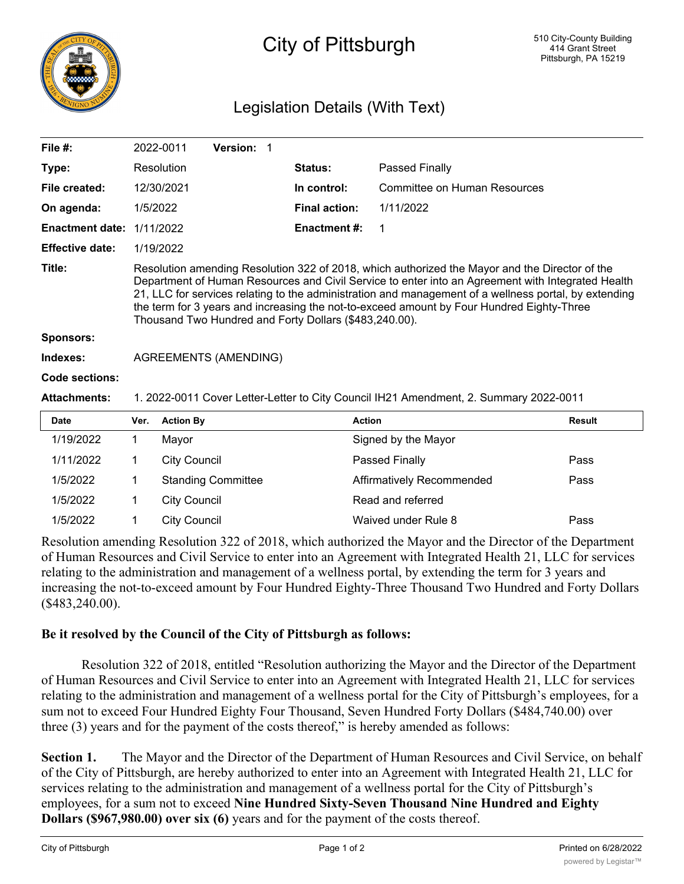# City of Pittsburgh

510 City-County Building
414 Grant Street
Pittsburgh, PA 15219

## Legislation Details (With Text)

| | | | |
|---|---|---|---|
| **File #:** | 2022-0011 **Version:** 1 | | |
| **Type:** | Resolution | **Status:** | Passed Finally |
| **File created:** | 12/30/2021 | **In control:** | Committee on Human Resources |
| **On agenda:** | 1/5/2022 | **Final action:** | 1/11/2022 |
| **Enactment date:** | 1/11/2022 | **Enactment #:** | 1 |
| **Effective date:** | 1/19/2022 | | |

**Title:** Resolution amending Resolution 322 of 2018, which authorized the Mayor and the Director of the Department of Human Resources and Civil Service to enter into an Agreement with Integrated Health 21, LLC for services relating to the administration and management of a wellness portal, by extending the term for 3 years and increasing the not-to-exceed amount by Four Hundred Eighty-Three Thousand Two Hundred and Forty Dollars ($483,240.00).

**Sponsors:**

**Indexes:** AGREEMENTS (AMENDING)

**Code sections:**

**Attachments:** 1. 2022-0011 Cover Letter-Letter to City Council IH21 Amendment, 2. Summary 2022-0011

| Date | Ver. | Action By | Action | Result |
|---|---|---|---|---|
| 1/19/2022 | 1 | Mayor | Signed by the Mayor | |
| 1/11/2022 | 1 | City Council | Passed Finally | Pass |
| 1/5/2022 | 1 | Standing Committee | Affirmatively Recommended | Pass |
| 1/5/2022 | 1 | City Council | Read and referred | |
| 1/5/2022 | 1 | City Council | Waived under Rule 8 | Pass |

Resolution amending Resolution 322 of 2018, which authorized the Mayor and the Director of the Department of Human Resources and Civil Service to enter into an Agreement with Integrated Health 21, LLC for services relating to the administration and management of a wellness portal, by extending the term for 3 years and increasing the not-to-exceed amount by Four Hundred Eighty-Three Thousand Two Hundred and Forty Dollars ($483,240.00).

**Be it resolved by the Council of the City of Pittsburgh as follows:**

Resolution 322 of 2018, entitled "Resolution authorizing the Mayor and the Director of the Department of Human Resources and Civil Service to enter into an Agreement with Integrated Health 21, LLC for services relating to the administration and management of a wellness portal for the City of Pittsburgh's employees, for a sum not to exceed Four Hundred Eighty Four Thousand, Seven Hundred Forty Dollars ($484,740.00) over three (3) years and for the payment of the costs thereof," is hereby amended as follows:

**Section 1.** The Mayor and the Director of the Department of Human Resources and Civil Service, on behalf of the City of Pittsburgh, are hereby authorized to enter into an Agreement with Integrated Health 21, LLC for services relating to the administration and management of a wellness portal for the City of Pittsburgh's employees, for a sum not to exceed **Nine Hundred Sixty-Seven Thousand Nine Hundred and Eighty Dollars ($967,980.00) over six (6)** years and for the payment of the costs thereof.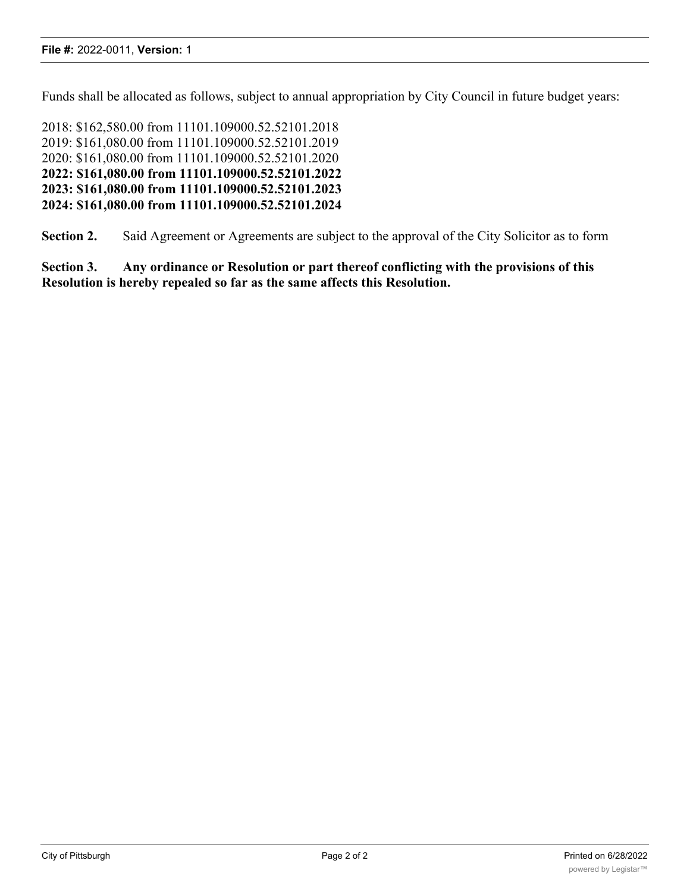Funds shall be allocated as follows, subject to annual appropriation by City Council in future budget years:

2018: $162,580.00 from 11101.109000.52.52101.2018
2019: $161,080.00 from 11101.109000.52.52101.2019
2020: $161,080.00 from 11101.109000.52.52101.2020
**2022: $161,080.00 from 11101.109000.52.52101.2022**
**2023: $161,080.00 from 11101.109000.52.52101.2023**
**2024: $161,080.00 from 11101.109000.52.52101.2024**

**Section 2.** Said Agreement or Agreements are subject to the approval of the City Solicitor as to form

**Section 3. Any ordinance or Resolution or part thereof conflicting with the provisions of this Resolution is hereby repealed so far as the same affects this Resolution.**